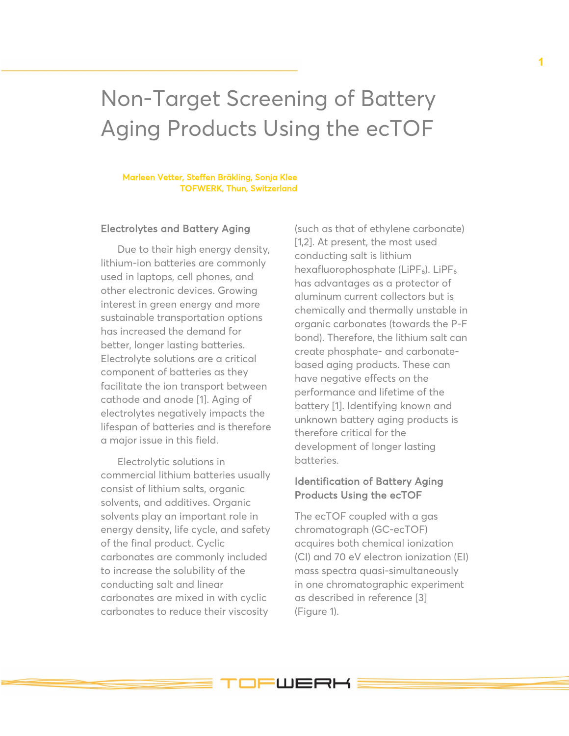# Non-Target Screening of Battery Aging Products Using the ecTOF

**Marleen Vetter, Steffen Bräkling, Sonja Klee**
**TOFWERK, Thun, Switzerland**

## Electrolytes and Battery Aging

Due to their high energy density, lithium-ion batteries are commonly used in laptops, cell phones, and other electronic devices. Growing interest in green energy and more sustainable transportation options has increased the demand for better, longer lasting batteries. Electrolyte solutions are a critical component of batteries as they facilitate the ion transport between cathode and anode [1]. Aging of electrolytes negatively impacts the lifespan of batteries and is therefore a major issue in this field.

Electrolytic solutions in commercial lithium batteries usually consist of lithium salts, organic solvents, and additives. Organic solvents play an important role in energy density, life cycle, and safety of the final product. Cyclic carbonates are commonly included to increase the solubility of the conducting salt and linear carbonates are mixed in with cyclic carbonates to reduce their viscosity (such as that of ethylene carbonate) [1,2]. At present, the most used conducting salt is lithium hexafluorophosphate ($LiPF_6$). $LiPF_6$ has advantages as a protector of aluminum current collectors but is chemically and thermally unstable in organic carbonates (towards the P-F bond). Therefore, the lithium salt can create phosphate- and carbonate-based aging products. These can have negative effects on the performance and lifetime of the battery [1]. Identifying known and unknown battery aging products is therefore critical for the development of longer lasting batteries.

## Identification of Battery Aging Products Using the ecTOF

The ecTOF coupled with a gas chromatograph (GC-ecTOF) acquires both chemical ionization (CI) and 70 eV electron ionization (EI) mass spectra quasi-simultaneously in one chromatographic experiment as described in reference [3] (Figure 1).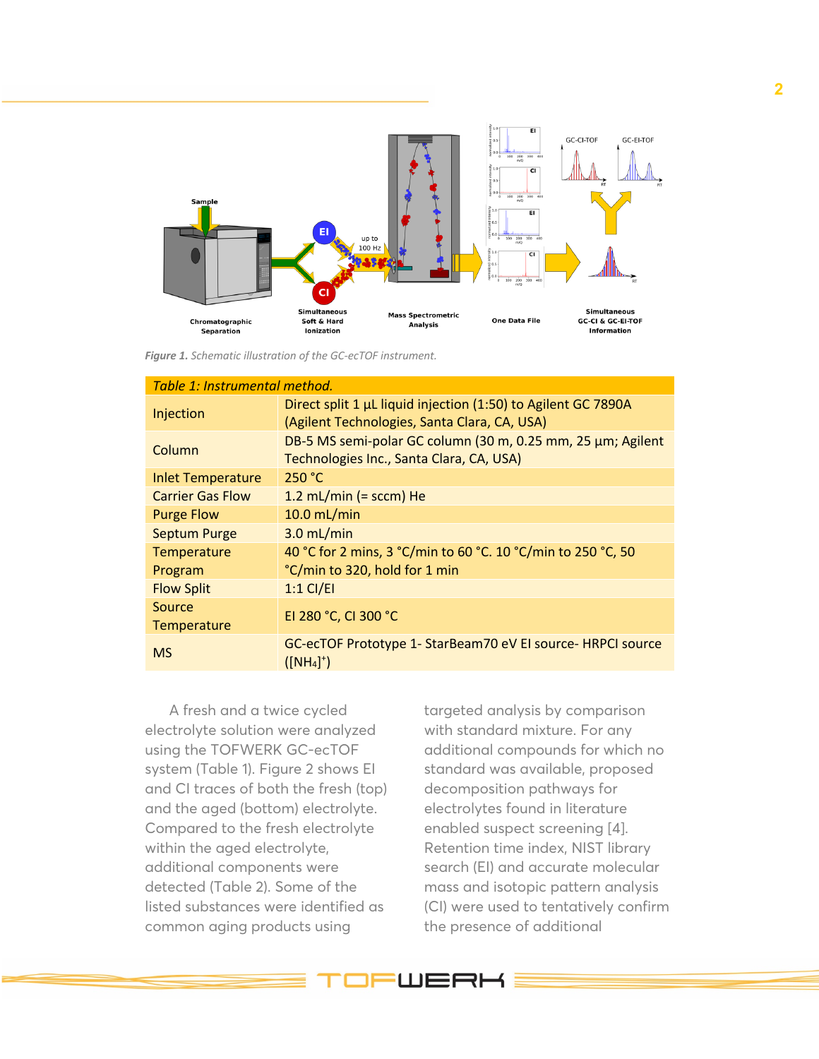*Figure 1. Schematic illustration of the GC-ecTOF instrument.*

| *Table 1: Instrumental method.* | |
|---|---|
| Injection | Direct split 1 µL liquid injection (1:50) to Agilent GC 7890A (Agilent Technologies, Santa Clara, CA, USA) |
| Column | DB-5 MS semi-polar GC column (30 m, 0.25 mm, 25 µm; Agilent Technologies Inc., Santa Clara, CA, USA) |
| Inlet Temperature | 250 °C |
| Carrier Gas Flow | 1.2 mL/min (= sccm) He |
| Purge Flow | 10.0 mL/min |
| Septum Purge | 3.0 mL/min |
| Temperature Program | 40 °C for 2 mins, 3 °C/min to 60 °C. 10 °C/min to 250 °C, 50 °C/min to 320, hold for 1 min |
| Flow Split | 1:1 CI/EI |
| Source Temperature | EI 280 °C, CI 300 °C |
| MS | GC-ecTOF Prototype 1- StarBeam70 eV EI source- HRPCI source ($[NH_4]^+$) |

A fresh and a twice cycled electrolyte solution were analyzed using the TOFWERK GC-ecTOF system (Table 1). Figure 2 shows EI and CI traces of both the fresh (top) and the aged (bottom) electrolyte. Compared to the fresh electrolyte within the aged electrolyte, additional components were detected (Table 2). Some of the listed substances were identified as common aging products using targeted analysis by comparison with standard mixture. For any additional compounds for which no standard was available, proposed decomposition pathways for electrolytes found in literature enabled suspect screening [4]. Retention time index, NIST library search (EI) and accurate molecular mass and isotopic pattern analysis (CI) were used to tentatively confirm the presence of additional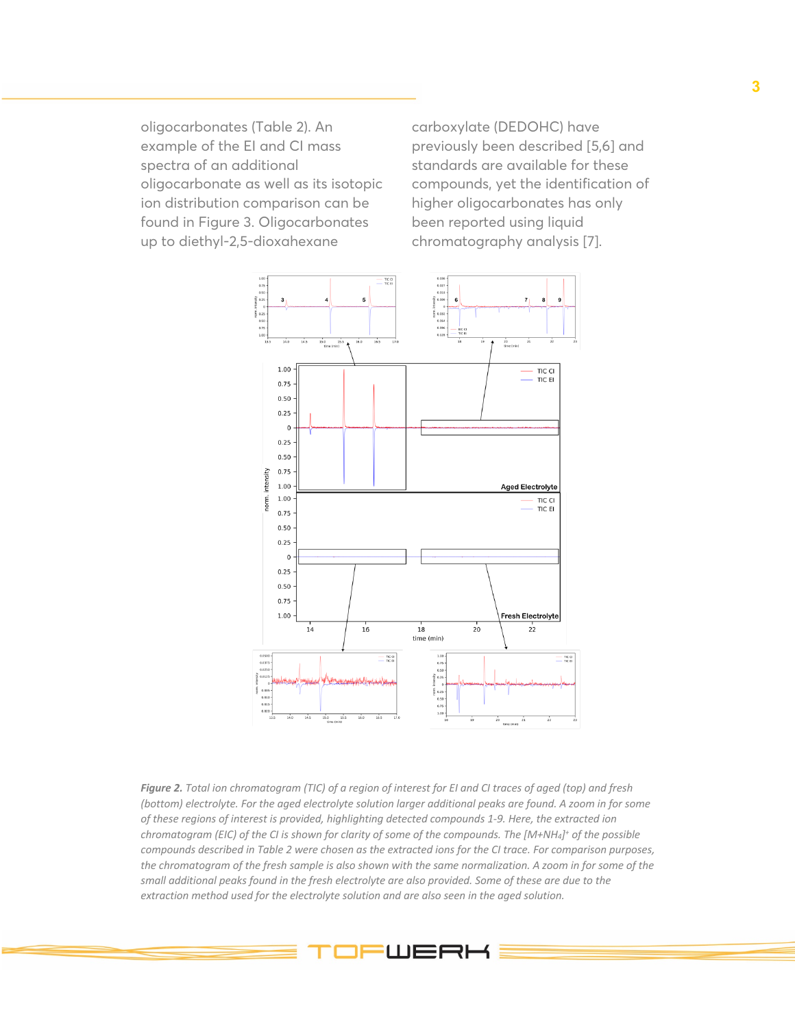oligocarbonates (Table 2). An example of the EI and CI mass spectra of an additional oligocarbonate as well as its isotopic ion distribution comparison can be found in Figure 3. Oligocarbonates up to diethyl-2,5-dioxahexane carboxylate (DEDOHC) have previously been described [5,6] and standards are available for these compounds, yet the identification of higher oligocarbonates has only been reported using liquid chromatography analysis [7].

*__Figure 2.__ Total ion chromatogram (TIC) of a region of interest for EI and CI traces of aged (top) and fresh (bottom) electrolyte. For the aged electrolyte solution larger additional peaks are found. A zoom in for some of these regions of interest is provided, highlighting detected compounds 1-9. Here, the extracted ion chromatogram (EIC) of the CI is shown for clarity of some of the compounds. The $[M+NH_4]^+$ of the possible compounds described in Table 2 were chosen as the extracted ions for the CI trace. For comparison purposes, the chromatogram of the fresh sample is also shown with the same normalization. A zoom in for some of the small additional peaks found in the fresh electrolyte are also provided. Some of these are due to the extraction method used for the electrolyte solution and are also seen in the aged solution.*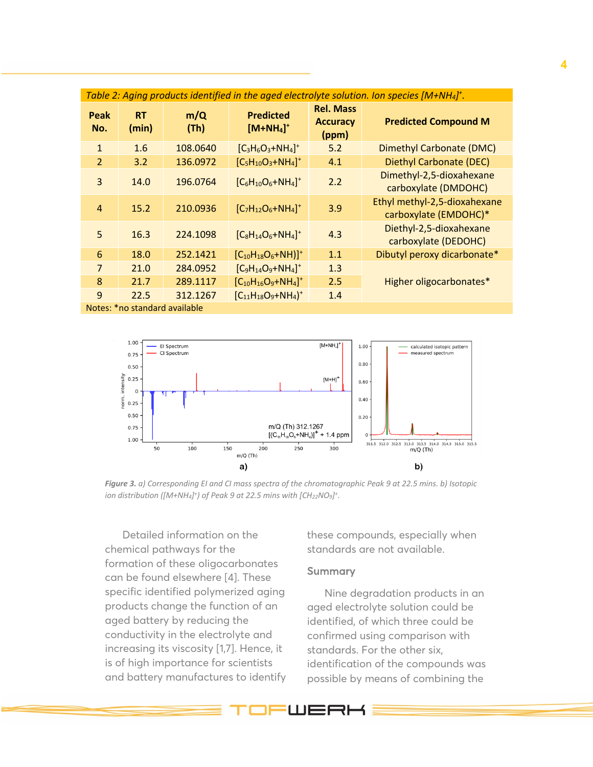*Table 2: Aging products identified in the aged electrolyte solution. Ion species $[M+NH_4]^+$.*

| Peak No. | RT (min) | m/Q (Th) | Predicted $[M+NH_4]^+$ | Rel. Mass Accuracy (ppm) | Predicted Compound M |
|---|---|---|---|---|---|
| 1 | 1.6 | 108.0640 | $[C_3H_6O_3+NH_4]^+$ | 5.2 | Dimethyl Carbonate (DMC) |
| 2 | 3.2 | 136.0972 | $[C_5H_{10}O_3+NH_4]^+$ | 4.1 | Diethyl Carbonate (DEC) |
| 3 | 14.0 | 196.0764 | $[C_6H_{10}O_6+NH_4]^+$ | 2.2 | Dimethyl-2,5-dioxahexane carboxylate (DMDOHC) |
| 4 | 15.2 | 210.0936 | $[C_7H_{12}O_6+NH_4]^+$ | 3.9 | Ethyl methyl-2,5-dioxahexane carboxylate (EMDOHC)* |
| 5 | 16.3 | 224.1098 | $[C_8H_{14}O_6+NH_4]^+$ | 4.3 | Diethyl-2,5-dioxahexane carboxylate (DEDOHC) |
| 6 | 18.0 | 252.1421 | $[C_{10}H_{18}O_6+NH)]^+$ | 1.1 | Dibutyl peroxy dicarbonate* |
| 7 | 21.0 | 284.0952 | $[C_9H_{14}O_9+NH_4]^+$ | 1.3 | Higher oligocarbonates* |
| 8 | 21.7 | 289.1117 | $[C_{10}H_{16}O_9+NH_4]^+$ | 2.5 | |
| 9 | 22.5 | 312.1267 | $[C_{11}H_{18}O_9+NH_4)^+$ | 1.4 | |

Notes: *no standard available

***Figure 3.*** *a) Corresponding EI and CI mass spectra of the chromatographic Peak 9 at 22.5 mins. b) Isotopic ion distribution ($[M+NH_4]^+$) of Peak 9 at 22.5 mins with $[CH_{22}NO_9]^+$.*

Detailed information on the chemical pathways for the formation of these oligocarbonates can be found elsewhere [4]. These specific identified polymerized aging products change the function of an aged battery by reducing the conductivity in the electrolyte and increasing its viscosity [1,7]. Hence, it is of high importance for scientists and battery manufactures to identify these compounds, especially when standards are not available.

## Summary

Nine degradation products in an aged electrolyte solution could be identified, of which three could be confirmed using comparison with standards. For the other six, identification of the compounds was possible by means of combining the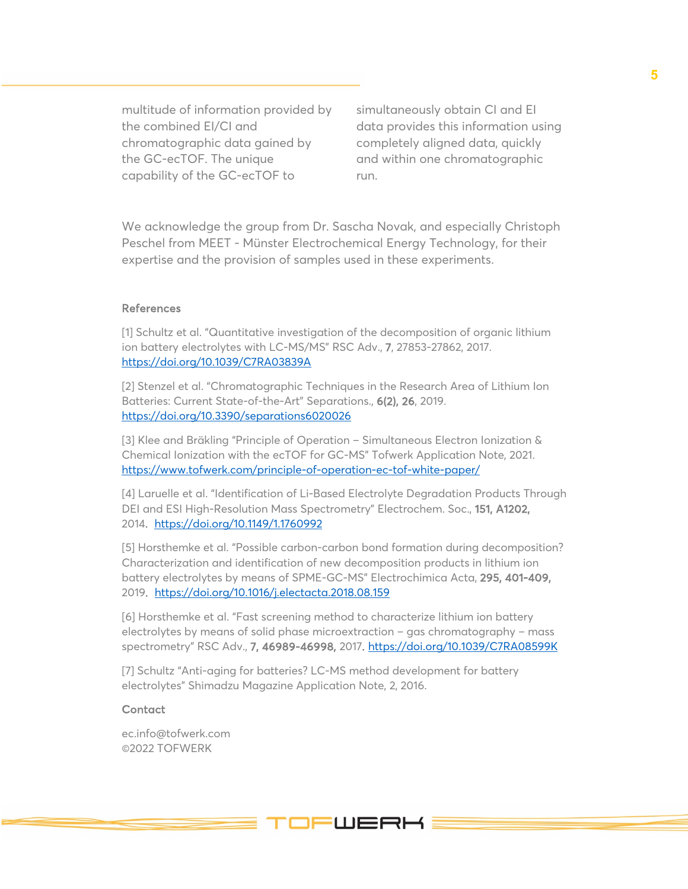multitude of information provided by the combined EI/CI and chromatographic data gained by the GC-ecTOF. The unique capability of the GC-ecTOF to simultaneously obtain CI and EI data provides this information using completely aligned data, quickly and within one chromatographic run.

We acknowledge the group from Dr. Sascha Novak, and especially Christoph Peschel from MEET - Münster Electrochemical Energy Technology, for their expertise and the provision of samples used in these experiments.

## References

[1] Schultz et al. "Quantitative investigation of the decomposition of organic lithium ion battery electrolytes with LC-MS/MS" RSC Adv., **7**, 27853-27862, 2017. https://doi.org/10.1039/C7RA03839A

[2] Stenzel et al. "Chromatographic Techniques in the Research Area of Lithium Ion Batteries: Current State-of-the-Art" Separations., **6(2), 26**, 2019. https://doi.org/10.3390/separations6020026

[3] Klee and Bräkling "Principle of Operation – Simultaneous Electron Ionization & Chemical Ionization with the ecTOF for GC-MS" Tofwerk Application Note, 2021. https://www.tofwerk.com/principle-of-operation-ec-tof-white-paper/

[4] Laruelle et al. "Identification of Li-Based Electrolyte Degradation Products Through DEI and ESI High-Resolution Mass Spectrometry" Electrochem. Soc., **151, A1202,** 2014. https://doi.org/10.1149/1.1760992

[5] Horsthemke et al. "Possible carbon-carbon bond formation during decomposition? Characterization and identification of new decomposition products in lithium ion battery electrolytes by means of SPME-GC-MS" Electrochimica Acta, **295, 401-409,** 2019**.** https://doi.org/10.1016/j.electacta.2018.08.159

[6] Horsthemke et al. "Fast screening method to characterize lithium ion battery electrolytes by means of solid phase microextraction – gas chromatography – mass spectrometry" RSC Adv., **7, 46989-46998,** 2017**.** https://doi.org/10.1039/C7RA08599K

[7] Schultz "Anti-aging for batteries? LC-MS method development for battery electrolytes" Shimadzu Magazine Application Note, 2, 2016.

## Contact

ec.info@tofwerk.com
©2022 TOFWERK